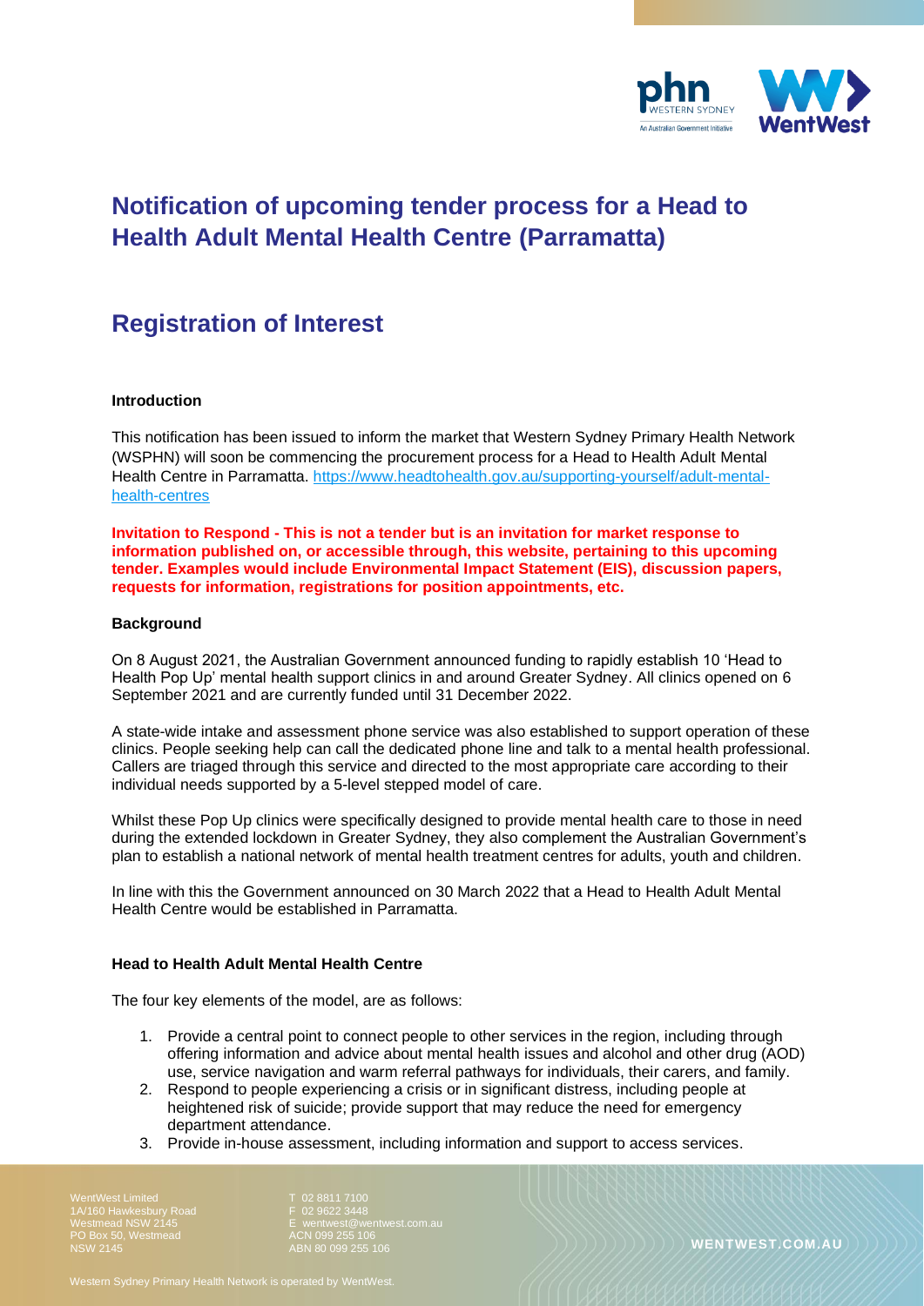# Notification of upcoming tender process for a Head to Health Adult Mental Health Centre (Parramatta)

## Registration of Interest

**Introduction**

This notification has been issued to inform the market that Western Sydney Primary Health Network (WSPHN) will soon be commencing the procurement process for a Head to Health Adult Mental Health Centre in Parramatta. https://www.headtohealth.gov.au/supporting-yourself/adult-mental-health-centres

**Invitation to Respond - This is not a tender but is an invitation for market response to information published on, or accessible through, this website, pertaining to this upcoming tender. Examples would include Environmental Impact Statement (EIS), discussion papers, requests for information, registrations for position appointments, etc.**

**Background**

On 8 August 2021, the Australian Government announced funding to rapidly establish 10 'Head to Health Pop Up' mental health support clinics in and around Greater Sydney. All clinics opened on 6 September 2021 and are currently funded until 31 December 2022.

A state-wide intake and assessment phone service was also established to support operation of these clinics. People seeking help can call the dedicated phone line and talk to a mental health professional. Callers are triaged through this service and directed to the most appropriate care according to their individual needs supported by a 5-level stepped model of care.

Whilst these Pop Up clinics were specifically designed to provide mental health care to those in need during the extended lockdown in Greater Sydney, they also complement the Australian Government's plan to establish a national network of mental health treatment centres for adults, youth and children.

In line with this the Government announced on 30 March 2022 that a Head to Health Adult Mental Health Centre would be established in Parramatta.

**Head to Health Adult Mental Health Centre**

The four key elements of the model, are as follows:

1. Provide a central point to connect people to other services in the region, including through offering information and advice about mental health issues and alcohol and other drug (AOD) use, service navigation and warm referral pathways for individuals, their carers, and family.
2. Respond to people experiencing a crisis or in significant distress, including people at heightened risk of suicide; provide support that may reduce the need for emergency department attendance.
3. Provide in-house assessment, including information and support to access services.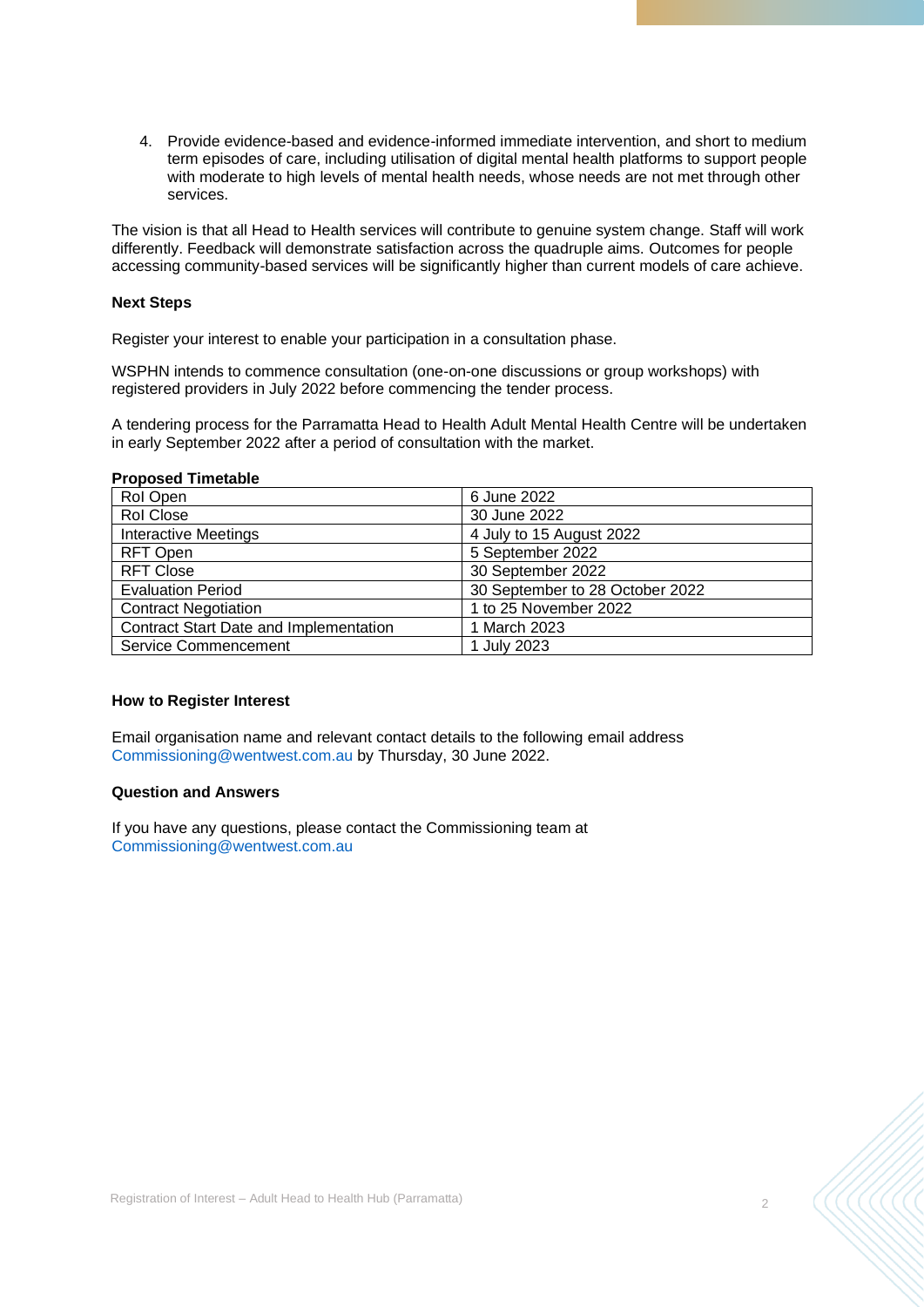4. Provide evidence-based and evidence-informed immediate intervention, and short to medium term episodes of care, including utilisation of digital mental health platforms to support people with moderate to high levels of mental health needs, whose needs are not met through other services.

The vision is that all Head to Health services will contribute to genuine system change. Staff will work differently. Feedback will demonstrate satisfaction across the quadruple aims. Outcomes for people accessing community-based services will be significantly higher than current models of care achieve.

**Next Steps**

Register your interest to enable your participation in a consultation phase.

WSPHN intends to commence consultation (one-on-one discussions or group workshops) with registered providers in July 2022 before commencing the tender process.

A tendering process for the Parramatta Head to Health Adult Mental Health Centre will be undertaken in early September 2022 after a period of consultation with the market.

**Proposed Timetable**

| | |
|---|---|
| RoI Open | 6 June 2022 |
| RoI Close | 30 June 2022 |
| Interactive Meetings | 4 July to 15 August 2022 |
| RFT Open | 5 September 2022 |
| RFT Close | 30 September 2022 |
| Evaluation Period | 30 September to 28 October 2022 |
| Contract Negotiation | 1 to 25 November 2022 |
| Contract Start Date and Implementation | 1 March 2023 |
| Service Commencement | 1 July 2023 |

**How to Register Interest**

Email organisation name and relevant contact details to the following email address Commissioning@wentwest.com.au by Thursday, 30 June 2022.

**Question and Answers**

If you have any questions, please contact the Commissioning team at Commissioning@wentwest.com.au